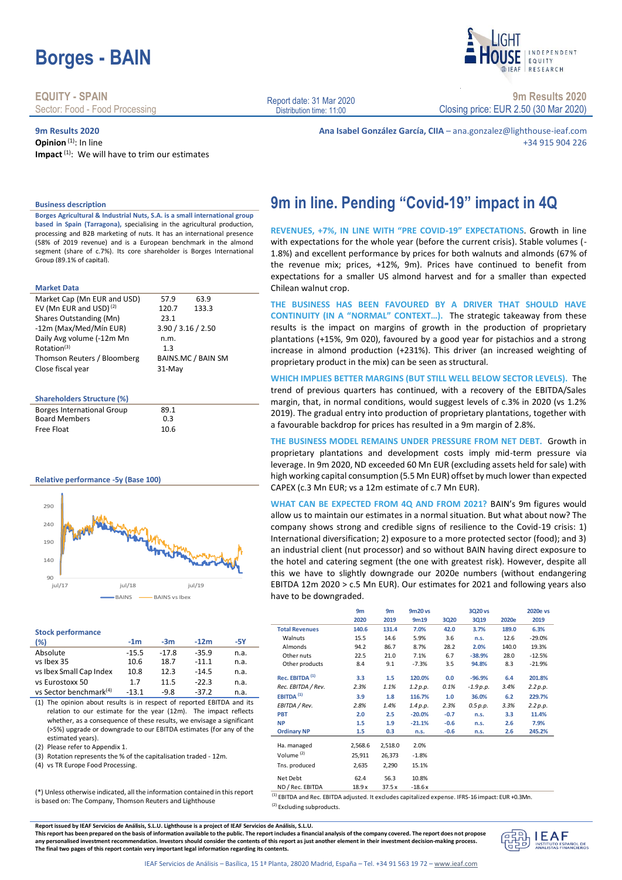# Borges - BAIN

**EQUITY - SPAIN**
Sector: Food - Food Processing

Report date: 31 Mar 2020
Distribution time: 11:00

**9m Results 2020**
Closing price: EUR 2.50 (30 Mar 2020)

**9m Results 2020**
**Opinion** [1]: In line
**Impact** [1]: We will have to trim our estimates

**Ana Isabel González García, CIIA** – ana.gonzalez@lighthouse-ieaf.com
+34 915 904 226

### Business description

**Borges Agricultural & Industrial Nuts, S.A. is a small international group based in Spain (Tarragona),** specialising in the agricultural production, processing and B2B marketing of nuts. It has an international presence (58% of 2019 revenue) and is a European benchmark in the almond segment (share of c.7%). Its core shareholder is Borges International Group (89.1% of capital).

### Market Data

| | | |
|---|---|---|
| Market Cap (Mn EUR and USD) | 57.9 | 63.9 |
| EV (Mn EUR and USD) [2] | 120.7 | 133.3 |
| Shares Outstanding (Mn) | 23.1 | |
| -12m (Max/Med/Mín EUR) | 3.90 / 3.16 / 2.50 | |
| Daily Avg volume (-12m Mn | n.m. | |
| Rotation[3] | 1.3 | |
| Thomson Reuters / Bloomberg | BAINS.MC / BAIN SM | |
| Close fiscal year | 31-May | |

### Shareholders Structure (%)

| | |
|---|---|
| Borges International Group | 89.1 |
| Board Members | 0.3 |
| Free Float | 10.6 |

### Relative performance -5y (Base 100)

### Stock performance

| (%) | -1m | -3m | -12m | -5Y |
|---|---|---|---|---|
| Absolute | -15.5 | -17.8 | -35.9 | n.a. |
| vs Ibex 35 | 10.6 | 18.7 | -11.1 | n.a. |
| vs Ibex Small Cap Index | 10.8 | 12.3 | -14.5 | n.a. |
| vs Eurostoxx 50 | 1.7 | 11.5 | -22.3 | n.a. |
| vs Sector benchmark[4] | -13.1 | -9.8 | -37.2 | n.a. |

(1) The opinion about results is in respect of reported EBITDA and its relation to our estimate for the year (12m). The impact reflects whether, as a consequence of these results, we envisage a significant (>5%) upgrade or downgrade to our EBITDA estimates (for any of the estimated years).
(2) Please refer to Appendix 1.
(3) Rotation represents the % of the capitalisation traded - 12m.
(4) vs TR Europe Food Processing.

(*) Unless otherwise indicated, all the information contained in this report is based on: The Company, Thomson Reuters and Lighthouse

## 9m in line. Pending "Covid-19" impact in 4Q

**REVENUES, +7%, IN LINE WITH "PRE COVID-19" EXPECTATIONS.** Growth in line with expectations for the whole year (before the current crisis). Stable volumes (-1.8%) and excellent performance by prices for both walnuts and almonds (67% of the revenue mix; prices, +12%, 9m). Prices have continued to benefit from expectations for a smaller US almond harvest and for a smaller than expected Chilean walnut crop.

**THE BUSINESS HAS BEEN FAVOURED BY A DRIVER THAT SHOULD HAVE CONTINUITY (IN A "NORMAL" CONTEXT…).** The strategic takeaway from these results is the impact on margins of growth in the production of proprietary plantations (+15%, 9m 020), favoured by a good year for pistachios and a strong increase in almond production (+231%). This driver (an increased weighting of proprietary product in the mix) can be seen as structural.

**WHICH IMPLIES BETTER MARGINS (BUT STILL WELL BELOW SECTOR LEVELS).** The trend of previous quarters has continued, with a recovery of the EBITDA/Sales margin, that, in normal conditions, would suggest levels of c.3% in 2020 (vs 1.2% 2019). The gradual entry into production of proprietary plantations, together with a favourable backdrop for prices has resulted in a 9m margin of 2.8%.

**THE BUSINESS MODEL REMAINS UNDER PRESSURE FROM NET DEBT.** Growth in proprietary plantations and development costs imply mid-term pressure via leverage. In 9m 2020, ND exceeded 60 Mn EUR (excluding assets held for sale) with high working capital consumption (5.5 Mn EUR) offset by much lower than expected CAPEX (c.3 Mn EUR; vs a 12m estimate of c.7 Mn EUR).

**WHAT CAN BE EXPECTED FROM 4Q AND FROM 2021?** BAIN's 9m figures would allow us to maintain our estimates in a normal situation. But what about now? The company shows strong and credible signs of resilience to the Covid-19 crisis: 1) International diversification; 2) exposure to a more protected sector (food); and 3) an industrial client (nut processor) and so without BAIN having direct exposure to the hotel and catering segment (the one with greatest risk). However, despite all this we have to slightly downgrade our 2020e numbers (without endangering EBITDA 12m 2020 > c.5 Mn EUR). Our estimates for 2021 and following years also have to be downgraded.

| | 9m 2020 | 9m 2019 | 9m20 vs 9m19 | 3Q20 | 3Q20 vs 3Q19 | 2020e | 2020e vs 2019 |
|---|---|---|---|---|---|---|---|
| **Total Revenues** | **140.6** | **131.4** | **7.0%** | **42.0** | **3.7%** | **189.0** | **6.3%** |
| Walnuts | 15.5 | 14.6 | 5.9% | 3.6 | n.s. | 12.6 | -29.0% |
| Almonds | 94.2 | 86.7 | 8.7% | 28.2 | 2.0% | 140.0 | 19.3% |
| Other nuts | 22.5 | 21.0 | 7.1% | 6.7 | -38.9% | 28.0 | -12.5% |
| Other products | 8.4 | 9.1 | -7.3% | 3.5 | 94.8% | 8.3 | -21.9% |
| **Rec. EBITDA** [1] | **3.3** | **1.5** | **120.0%** | **0.0** | **-96.9%** | **6.4** | **201.8%** |
| *Rec. EBITDA / Rev.* | *2.3%* | *1.1%* | *1.2 p.p.* | *0.1%* | *-1.9 p.p.* | *3.4%* | *2.2 p.p.* |
| **EBITDA** [1] | **3.9** | **1.8** | **116.7%** | **1.0** | **36.0%** | **6.2** | **229.7%** |
| *EBITDA / Rev.* | *2.8%* | *1.4%* | *1.4 p.p.* | *2.3%* | *0.5 p.p.* | *3.3%* | *2.2 p.p.* |
| **PBT** | **2.0** | **2.5** | **-20.0%** | **-0.7** | **n.s.** | **3.3** | **11.4%** |
| **NP** | **1.5** | **1.9** | **-21.1%** | **-0.6** | **n.s.** | **2.6** | **7.9%** |
| **Ordinary NP** | **1.5** | **0.3** | **n.s.** | **-0.6** | **n.s.** | **2.6** | **245.2%** |
| Ha. managed | 2,568.6 | 2,518.0 | 2.0% | | | | |
| Volume [2] | 25,911 | 26,373 | -1.8% | | | | |
| Tns. produced | 2,635 | 2,290 | 15.1% | | | | |
| Net Debt | 62.4 | 56.3 | 10.8% | | | | |
| ND / Rec. EBITDA | 18.9 x | 37.5 x | -18.6 x | | | | |

(1) EBITDA and Rec. EBITDA adjusted. It excludes capitalized expense. IFRS-16 impact: EUR +0.3Mn.
(2) Excluding subproducts.

**Report issued by IEAF Servicios de Análisis, S.L.U. Lighthouse is a project of IEAF Servicios de Análisis, S.L.U.**
**This report has been prepared on the basis of information available to the public. The report includes a financial analysis of the company covered. The report does not propose any personalised investment recommendation. Investors should consider the contents of this report as just another element in their investment decision-making process. The final two pages of this report contain very important legal information regarding its contents.**

IEAF Servicios de Análisis – Basílica, 15 1ª Planta, 28020 Madrid, España – Tel. +34 91 563 19 72 – www.ieaf.com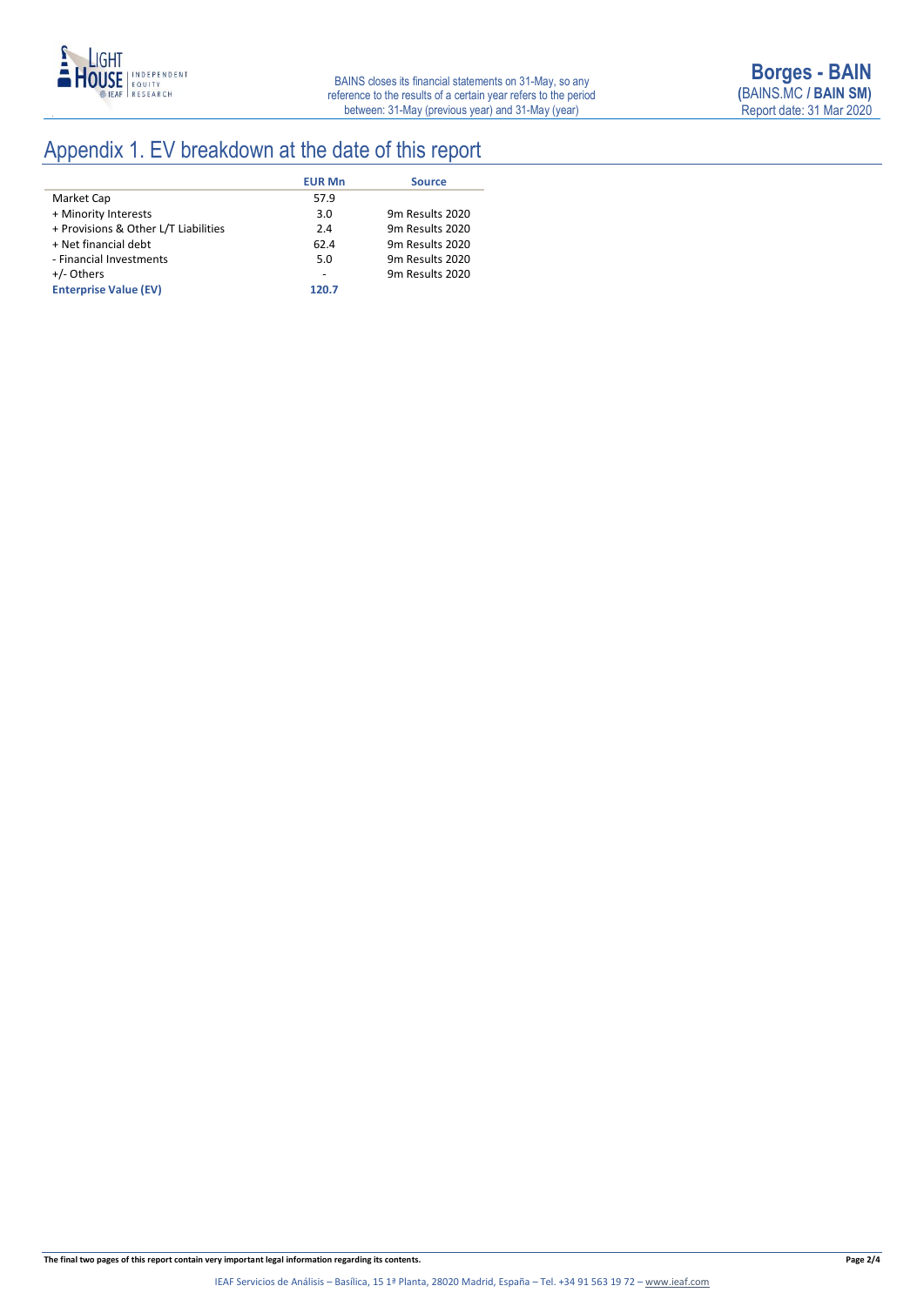# Appendix 1. EV breakdown at the date of this report

| | EUR Mn | Source |
|---|---|---|
| Market Cap | 57.9 | |
| + Minority Interests | 3.0 | 9m Results 2020 |
| + Provisions & Other L/T Liabilities | 2.4 | 9m Results 2020 |
| + Net financial debt | 62.4 | 9m Results 2020 |
| - Financial Investments | 5.0 | 9m Results 2020 |
| +/- Others | - | 9m Results 2020 |
| **Enterprise Value (EV)** | **120.7** | |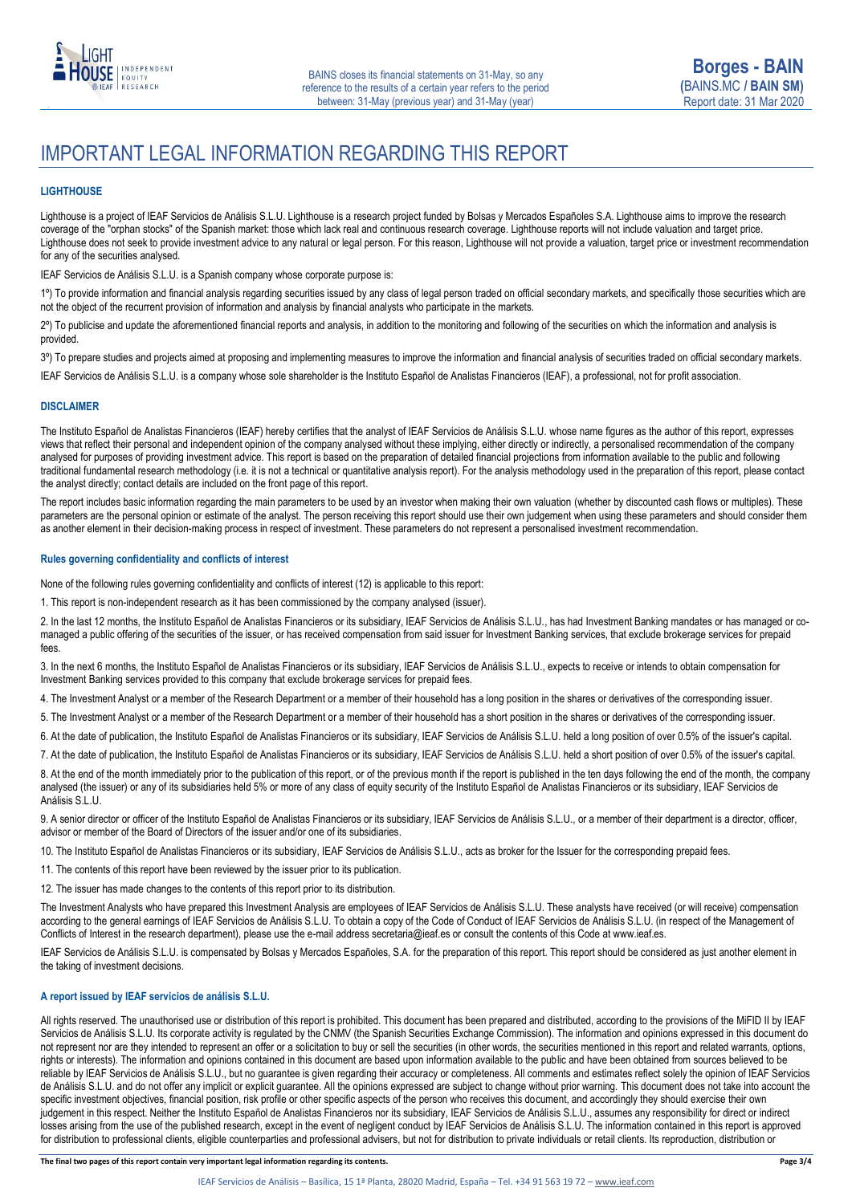# IMPORTANT LEGAL INFORMATION REGARDING THIS REPORT

### LIGHTHOUSE

Lighthouse is a project of IEAF Servicios de Análisis S.L.U. Lighthouse is a research project funded by Bolsas y Mercados Españoles S.A. Lighthouse aims to improve the research coverage of the "orphan stocks" of the Spanish market: those which lack real and continuous research coverage. Lighthouse reports will not include valuation and target price. Lighthouse does not seek to provide investment advice to any natural or legal person. For this reason, Lighthouse will not provide a valuation, target price or investment recommendation for any of the securities analysed.

IEAF Servicios de Análisis S.L.U. is a Spanish company whose corporate purpose is:

1º) To provide information and financial analysis regarding securities issued by any class of legal person traded on official secondary markets, and specifically those securities which are not the object of the recurrent provision of information and analysis by financial analysts who participate in the markets.

2º) To publicise and update the aforementioned financial reports and analysis, in addition to the monitoring and following of the securities on which the information and analysis is provided.

3º) To prepare studies and projects aimed at proposing and implementing measures to improve the information and financial analysis of securities traded on official secondary markets.

IEAF Servicios de Análisis S.L.U. is a company whose sole shareholder is the Instituto Español de Analistas Financieros (IEAF), a professional, not for profit association.

### DISCLAIMER

The Instituto Español de Analistas Financieros (IEAF) hereby certifies that the analyst of IEAF Servicios de Análisis S.L.U. whose name figures as the author of this report, expresses views that reflect their personal and independent opinion of the company analysed without these implying, either directly or indirectly, a personalised recommendation of the company analysed for purposes of providing investment advice. This report is based on the preparation of detailed financial projections from information available to the public and following traditional fundamental research methodology (i.e. it is not a technical or quantitative analysis report). For the analysis methodology used in the preparation of this report, please contact the analyst directly; contact details are included on the front page of this report.

The report includes basic information regarding the main parameters to be used by an investor when making their own valuation (whether by discounted cash flows or multiples). These parameters are the personal opinion or estimate of the analyst. The person receiving this report should use their own judgement when using these parameters and should consider them as another element in their decision-making process in respect of investment. These parameters do not represent a personalised investment recommendation.

### Rules governing confidentiality and conflicts of interest

None of the following rules governing confidentiality and conflicts of interest (12) is applicable to this report:

1. This report is non-independent research as it has been commissioned by the company analysed (issuer).

2. In the last 12 months, the Instituto Español de Analistas Financieros or its subsidiary, IEAF Servicios de Análisis S.L.U., has had Investment Banking mandates or has managed or co-managed a public offering of the securities of the issuer, or has received compensation from said issuer for Investment Banking services, that exclude brokerage services for prepaid fees.

3. In the next 6 months, the Instituto Español de Analistas Financieros or its subsidiary, IEAF Servicios de Análisis S.L.U., expects to receive or intends to obtain compensation for Investment Banking services provided to this company that exclude brokerage services for prepaid fees.

4. The Investment Analyst or a member of the Research Department or a member of their household has a long position in the shares or derivatives of the corresponding issuer.

5. The Investment Analyst or a member of the Research Department or a member of their household has a short position in the shares or derivatives of the corresponding issuer.

6. At the date of publication, the Instituto Español de Analistas Financieros or its subsidiary, IEAF Servicios de Análisis S.L.U. held a long position of over 0.5% of the issuer's capital.

7. At the date of publication, the Instituto Español de Analistas Financieros or its subsidiary, IEAF Servicios de Análisis S.L.U. held a short position of over 0.5% of the issuer's capital.

8. At the end of the month immediately prior to the publication of this report, or of the previous month if the report is published in the ten days following the end of the month, the company analysed (the issuer) or any of its subsidiaries held 5% or more of any class of equity security of the Instituto Español de Analistas Financieros or its subsidiary, IEAF Servicios de Análisis S.L.U.

9. A senior director or officer of the Instituto Español de Analistas Financieros or its subsidiary, IEAF Servicios de Análisis S.L.U., or a member of their department is a director, officer, advisor or member of the Board of Directors of the issuer and/or one of its subsidiaries.

10. The Instituto Español de Analistas Financieros or its subsidiary, IEAF Servicios de Análisis S.L.U., acts as broker for the Issuer for the corresponding prepaid fees.

11. The contents of this report have been reviewed by the issuer prior to its publication.

12. The issuer has made changes to the contents of this report prior to its distribution.

The Investment Analysts who have prepared this Investment Analysis are employees of IEAF Servicios de Análisis S.L.U. These analysts have received (or will receive) compensation according to the general earnings of IEAF Servicios de Análisis S.L.U. To obtain a copy of the Code of Conduct of IEAF Servicios de Análisis S.L.U. (in respect of the Management of Conflicts of Interest in the research department), please use the e-mail address secretaria@ieaf.es or consult the contents of this Code at www.ieaf.es.

IEAF Servicios de Análisis S.L.U. is compensated by Bolsas y Mercados Españoles, S.A. for the preparation of this report. This report should be considered as just another element in the taking of investment decisions.

### A report issued by IEAF servicios de análisis S.L.U.

All rights reserved. The unauthorised use or distribution of this report is prohibited. This document has been prepared and distributed, according to the provisions of the MiFID II by IEAF Servicios de Análisis S.L.U. Its corporate activity is regulated by the CNMV (the Spanish Securities Exchange Commission). The information and opinions expressed in this document do not represent nor are they intended to represent an offer or a solicitation to buy or sell the securities (in other words, the securities mentioned in this report and related warrants, options, rights or interests). The information and opinions contained in this document are based upon information available to the public and have been obtained from sources believed to be reliable by IEAF Servicios de Análisis S.L.U., but no guarantee is given regarding their accuracy or completeness. All comments and estimates reflect solely the opinion of IEAF Servicios de Análisis S.L.U. and do not offer any implicit or explicit guarantee. All the opinions expressed are subject to change without prior warning. This document does not take into account the specific investment objectives, financial position, risk profile or other specific aspects of the person who receives this document, and accordingly they should exercise their own judgement in this respect. Neither the Instituto Español de Analistas Financieros nor its subsidiary, IEAF Servicios de Análisis S.L.U., assumes any responsibility for direct or indirect losses arising from the use of the published research, except in the event of negligent conduct by IEAF Servicios de Análisis S.L.U. The information contained in this report is approved for distribution to professional clients, eligible counterparties and professional advisers, but not for distribution to private individuals or retail clients. Its reproduction, distribution or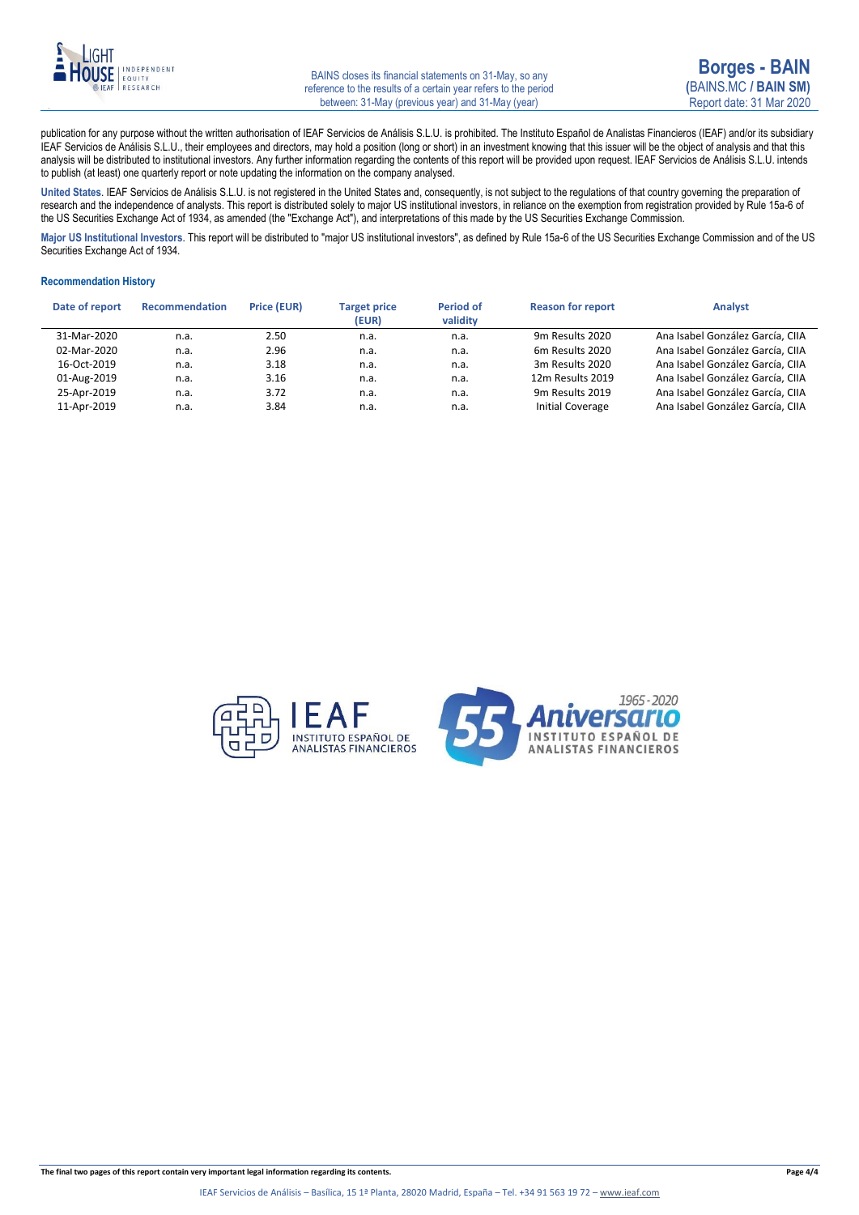publication for any purpose without the written authorisation of IEAF Servicios de Análisis S.L.U. is prohibited. The Instituto Español de Analistas Financieros (IEAF) and/or its subsidiary IEAF Servicios de Análisis S.L.U., their employees and directors, may hold a position (long or short) in an investment knowing that this issuer will be the object of analysis and that this analysis will be distributed to institutional investors. Any further information regarding the contents of this report will be provided upon request. IEAF Servicios de Análisis S.L.U. intends to publish (at least) one quarterly report or note updating the information on the company analysed.

**United States.** IEAF Servicios de Análisis S.L.U. is not registered in the United States and, consequently, is not subject to the regulations of that country governing the preparation of research and the independence of analysts. This report is distributed solely to major US institutional investors, in reliance on the exemption from registration provided by Rule 15a-6 of the US Securities Exchange Act of 1934, as amended (the "Exchange Act"), and interpretations of this made by the US Securities Exchange Commission.

**Major US Institutional Investors.** This report will be distributed to "major US institutional investors", as defined by Rule 15a-6 of the US Securities Exchange Commission and of the US Securities Exchange Act of 1934.

### Recommendation History

| Date of report | Recommendation | Price (EUR) | Target price (EUR) | Period of validity | Reason for report | Analyst |
|---|---|---|---|---|---|---|
| 31-Mar-2020 | n.a. | 2.50 | n.a. | n.a. | 9m Results 2020 | Ana Isabel González García, CIIA |
| 02-Mar-2020 | n.a. | 2.96 | n.a. | n.a. | 6m Results 2020 | Ana Isabel González García, CIIA |
| 16-Oct-2019 | n.a. | 3.18 | n.a. | n.a. | 3m Results 2020 | Ana Isabel González García, CIIA |
| 01-Aug-2019 | n.a. | 3.16 | n.a. | n.a. | 12m Results 2019 | Ana Isabel González García, CIIA |
| 25-Apr-2019 | n.a. | 3.72 | n.a. | n.a. | 9m Results 2019 | Ana Isabel González García, CIIA |
| 11-Apr-2019 | n.a. | 3.84 | n.a. | n.a. | Initial Coverage | Ana Isabel González García, CIIA |

IEAF INSTITUTO ESPAÑOL DE ANALISTAS FINANCIEROS

55 1965 - 2020 Aniversario INSTITUTO ESPAÑOL DE ANALISTAS FINANCIEROS